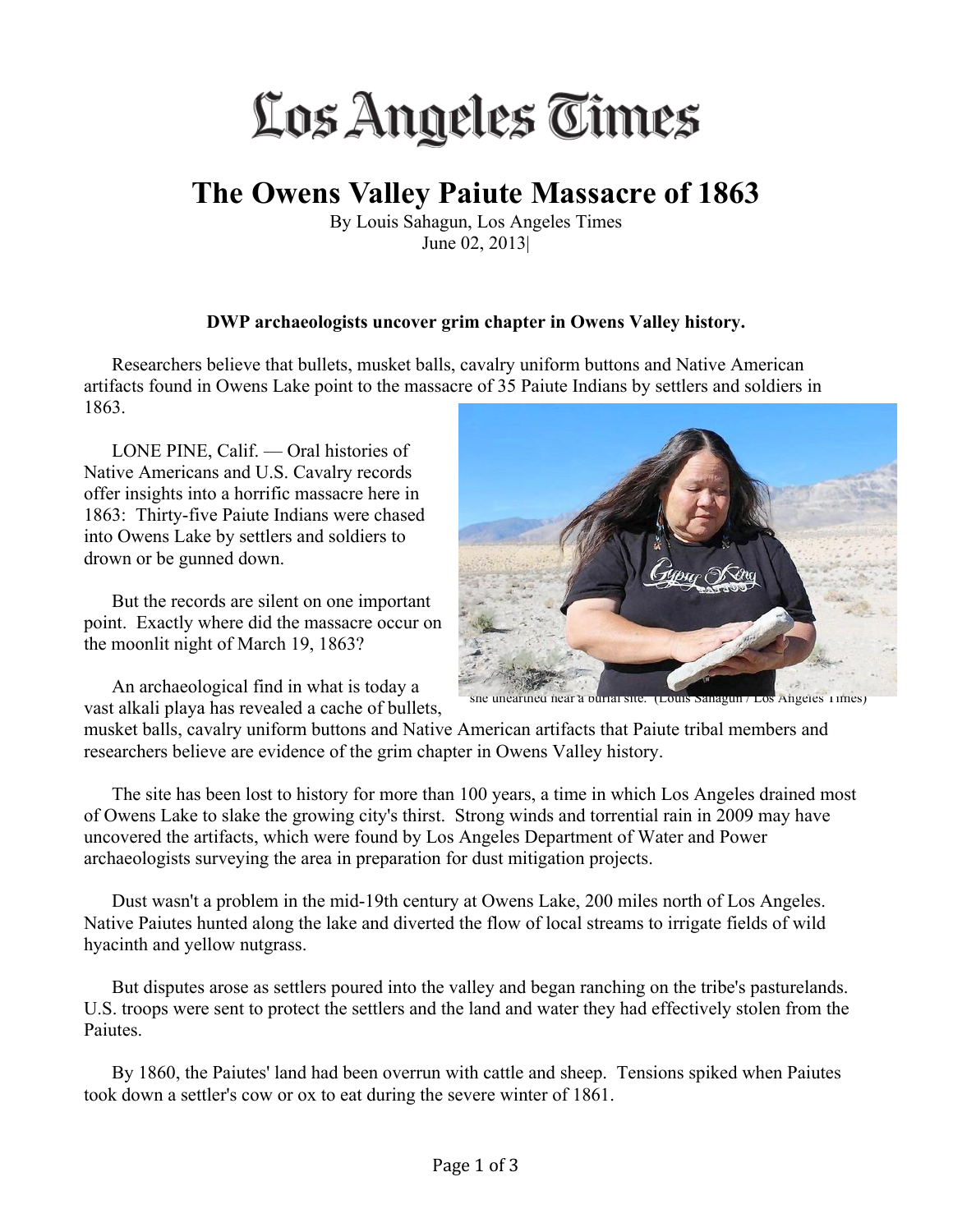# Los Angeles Times

## The Owens Valley Paiute Massacre of 1863

By Louis Sahagun, Los Angeles Times
June 02, 2013|

**DWP archaeologists uncover grim chapter in Owens Valley history.**

Researchers believe that bullets, musket balls, cavalry uniform buttons and Native American artifacts found in Owens Lake point to the massacre of 35 Paiute Indians by settlers and soldiers in 1863.

LONE PINE, Calif. — Oral histories of Native Americans and U.S. Cavalry records offer insights into a horrific massacre here in 1863: Thirty-five Paiute Indians were chased into Owens Lake by settlers and soldiers to drown or be gunned down.

But the records are silent on one important point. Exactly where did the massacre occur on the moonlit night of March 19, 1863?

she unearthed near a burial site. (Louis Sahagun / Los Angeles Times)

An archaeological find in what is today a vast alkali playa has revealed a cache of bullets, musket balls, cavalry uniform buttons and Native American artifacts that Paiute tribal members and researchers believe are evidence of the grim chapter in Owens Valley history.

The site has been lost to history for more than 100 years, a time in which Los Angeles drained most of Owens Lake to slake the growing city's thirst. Strong winds and torrential rain in 2009 may have uncovered the artifacts, which were found by Los Angeles Department of Water and Power archaeologists surveying the area in preparation for dust mitigation projects.

Dust wasn't a problem in the mid-19th century at Owens Lake, 200 miles north of Los Angeles. Native Paiutes hunted along the lake and diverted the flow of local streams to irrigate fields of wild hyacinth and yellow nutgrass.

But disputes arose as settlers poured into the valley and began ranching on the tribe's pasturelands. U.S. troops were sent to protect the settlers and the land and water they had effectively stolen from the Paiutes.

By 1860, the Paiutes' land had been overrun with cattle and sheep. Tensions spiked when Paiutes took down a settler's cow or ox to eat during the severe winter of 1861.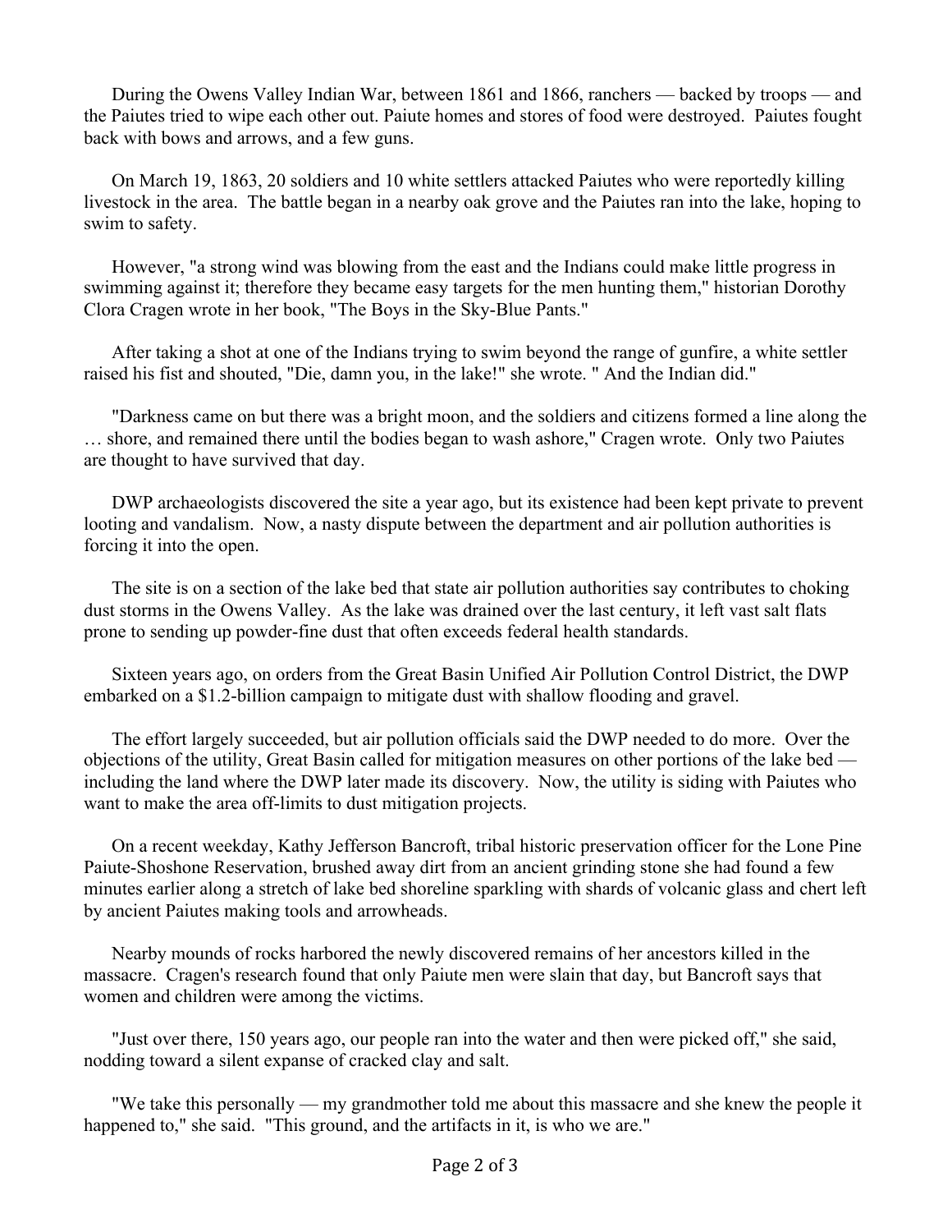During the Owens Valley Indian War, between 1861 and 1866, ranchers — backed by troops — and the Paiutes tried to wipe each other out. Paiute homes and stores of food were destroyed. Paiutes fought back with bows and arrows, and a few guns.

On March 19, 1863, 20 soldiers and 10 white settlers attacked Paiutes who were reportedly killing livestock in the area. The battle began in a nearby oak grove and the Paiutes ran into the lake, hoping to swim to safety.

However, "a strong wind was blowing from the east and the Indians could make little progress in swimming against it; therefore they became easy targets for the men hunting them," historian Dorothy Clora Cragen wrote in her book, "The Boys in the Sky-Blue Pants."

After taking a shot at one of the Indians trying to swim beyond the range of gunfire, a white settler raised his fist and shouted, "Die, damn you, in the lake!" she wrote. " And the Indian did."

"Darkness came on but there was a bright moon, and the soldiers and citizens formed a line along the … shore, and remained there until the bodies began to wash ashore," Cragen wrote. Only two Paiutes are thought to have survived that day.

DWP archaeologists discovered the site a year ago, but its existence had been kept private to prevent looting and vandalism. Now, a nasty dispute between the department and air pollution authorities is forcing it into the open.

The site is on a section of the lake bed that state air pollution authorities say contributes to choking dust storms in the Owens Valley. As the lake was drained over the last century, it left vast salt flats prone to sending up powder-fine dust that often exceeds federal health standards.

Sixteen years ago, on orders from the Great Basin Unified Air Pollution Control District, the DWP embarked on a $1.2-billion campaign to mitigate dust with shallow flooding and gravel.

The effort largely succeeded, but air pollution officials said the DWP needed to do more. Over the objections of the utility, Great Basin called for mitigation measures on other portions of the lake bed — including the land where the DWP later made its discovery. Now, the utility is siding with Paiutes who want to make the area off-limits to dust mitigation projects.

On a recent weekday, Kathy Jefferson Bancroft, tribal historic preservation officer for the Lone Pine Paiute-Shoshone Reservation, brushed away dirt from an ancient grinding stone she had found a few minutes earlier along a stretch of lake bed shoreline sparkling with shards of volcanic glass and chert left by ancient Paiutes making tools and arrowheads.

Nearby mounds of rocks harbored the newly discovered remains of her ancestors killed in the massacre. Cragen's research found that only Paiute men were slain that day, but Bancroft says that women and children were among the victims.

"Just over there, 150 years ago, our people ran into the water and then were picked off," she said, nodding toward a silent expanse of cracked clay and salt.

"We take this personally — my grandmother told me about this massacre and she knew the people it happened to," she said. "This ground, and the artifacts in it, is who we are."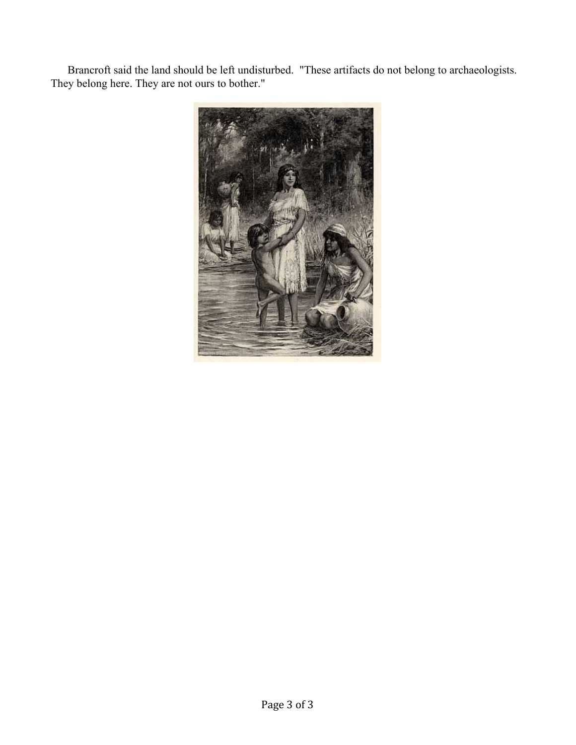Brancroft said the land should be left undisturbed. "These artifacts do not belong to archaeologists. They belong here. They are not ours to bother."